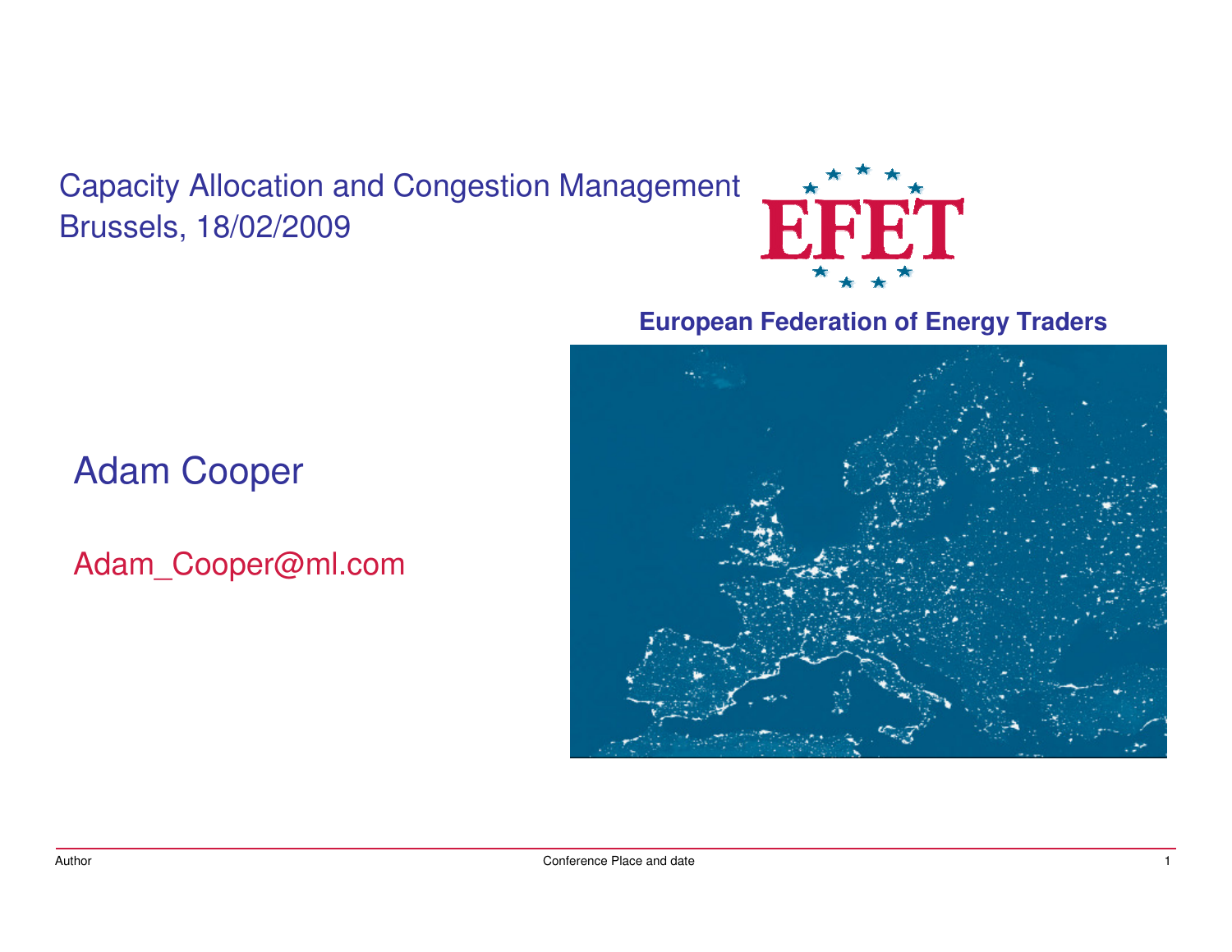Capacity Allocation and Congestion Management
Brussels, 18/02/2009

EFET

**European Federation of Energy Traders**

Adam Cooper

Adam_Cooper@ml.com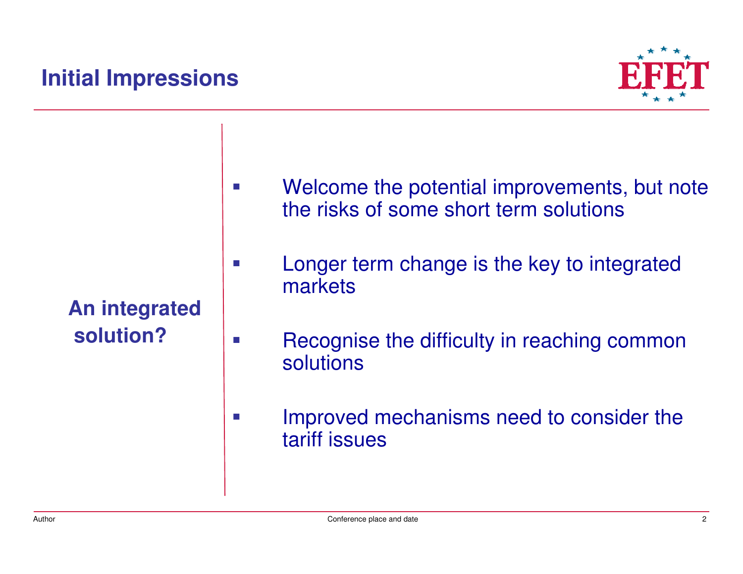# Initial Impressions

**An integrated solution?**

- Welcome the potential improvements, but note the risks of some short term solutions
- Longer term change is the key to integrated markets
- Recognise the difficulty in reaching common solutions
- Improved mechanisms need to consider the tariff issues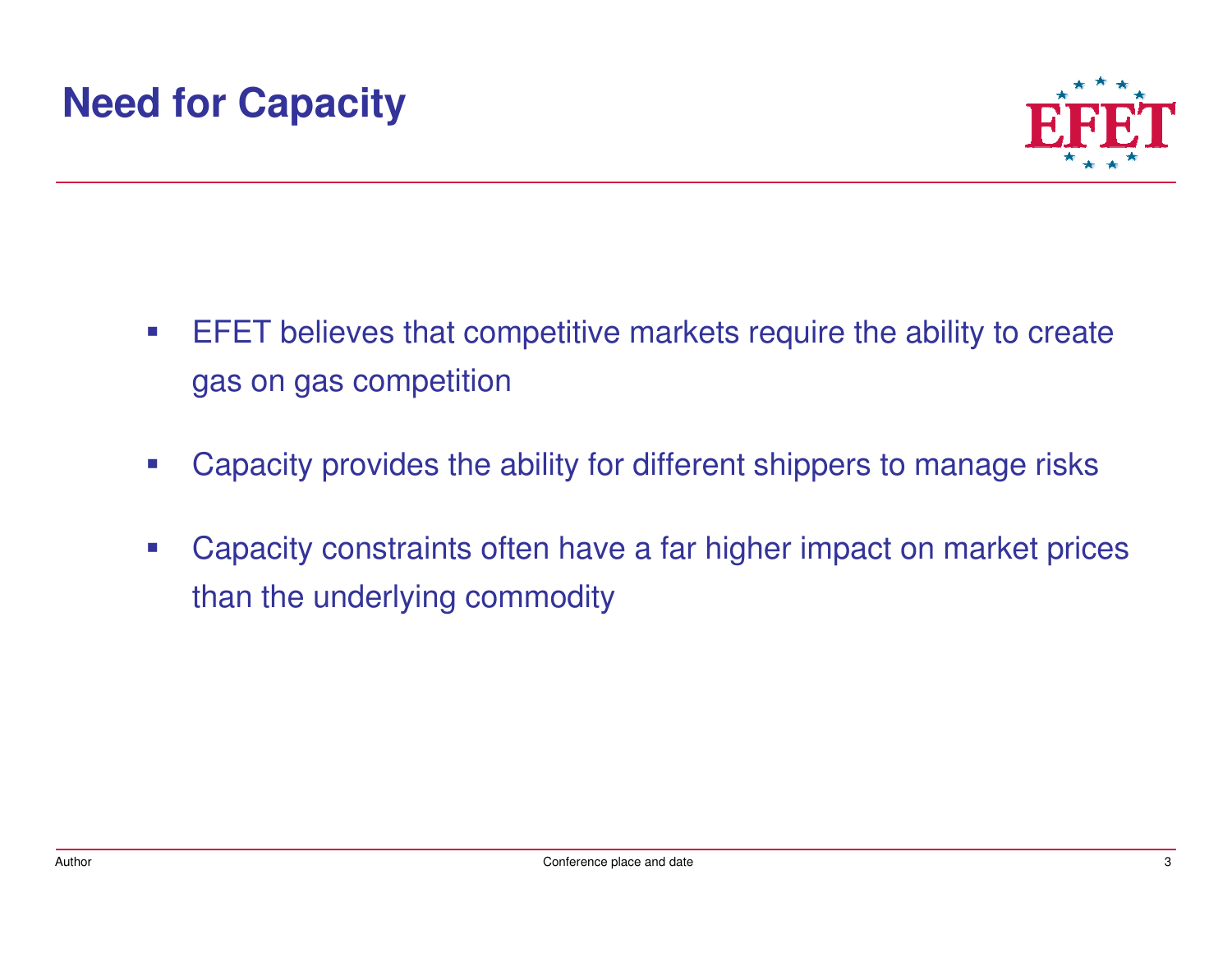# Need for Capacity

- EFET believes that competitive markets require the ability to create gas on gas competition
- Capacity provides the ability for different shippers to manage risks
- Capacity constraints often have a far higher impact on market prices than the underlying commodity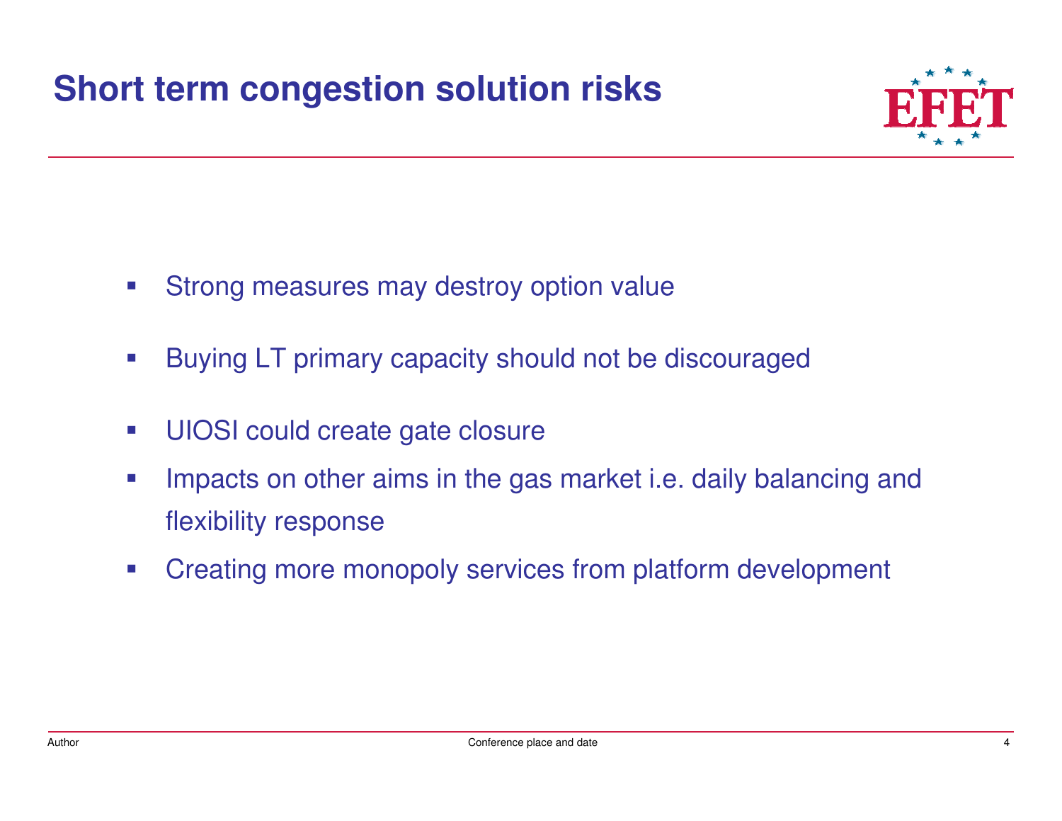# Short term congestion solution risks

- Strong measures may destroy option value
- Buying LT primary capacity should not be discouraged
- UIOSI could create gate closure
- Impacts on other aims in the gas market i.e. daily balancing and flexibility response
- Creating more monopoly services from platform development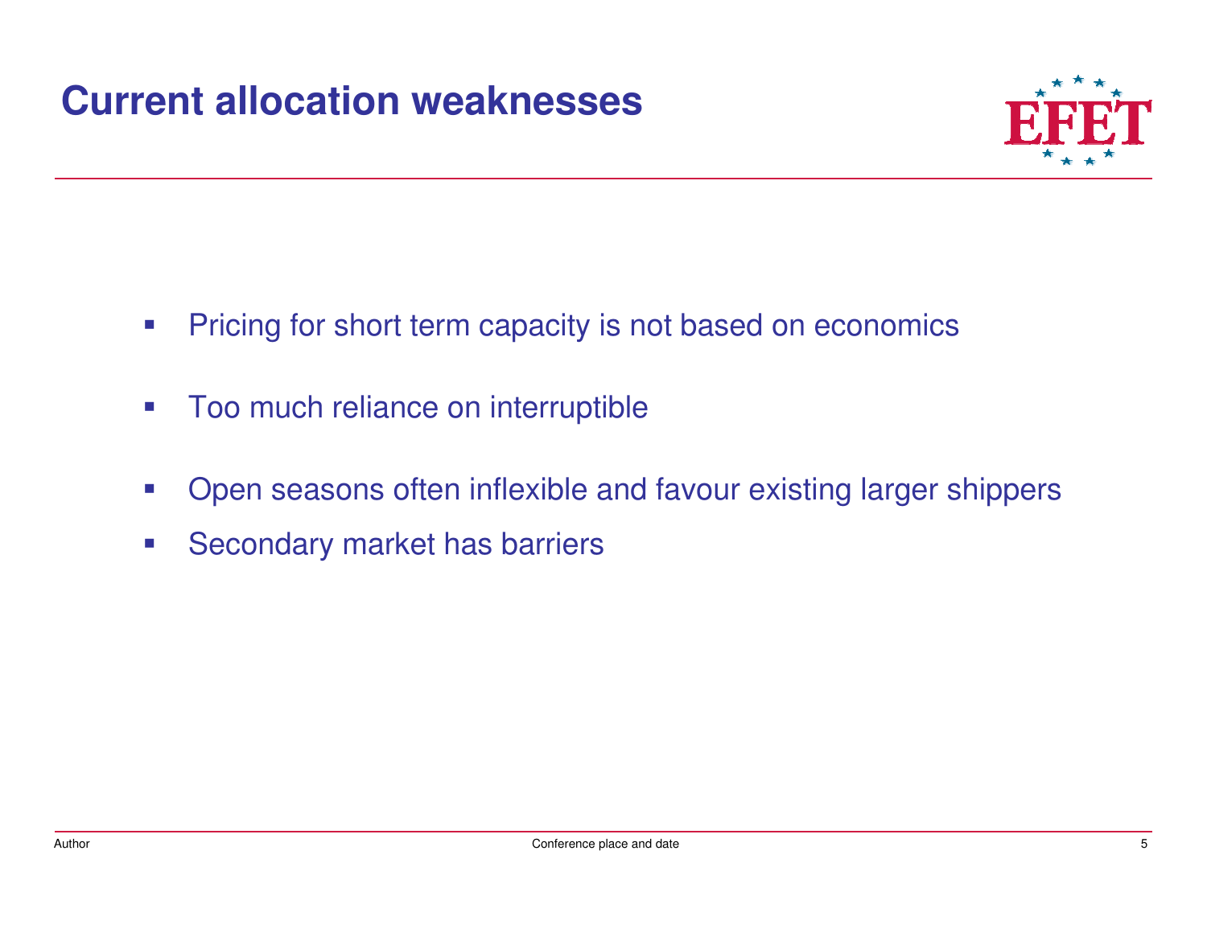# Current allocation weaknesses

- Pricing for short term capacity is not based on economics
- Too much reliance on interruptible
- Open seasons often inflexible and favour existing larger shippers
- Secondary market has barriers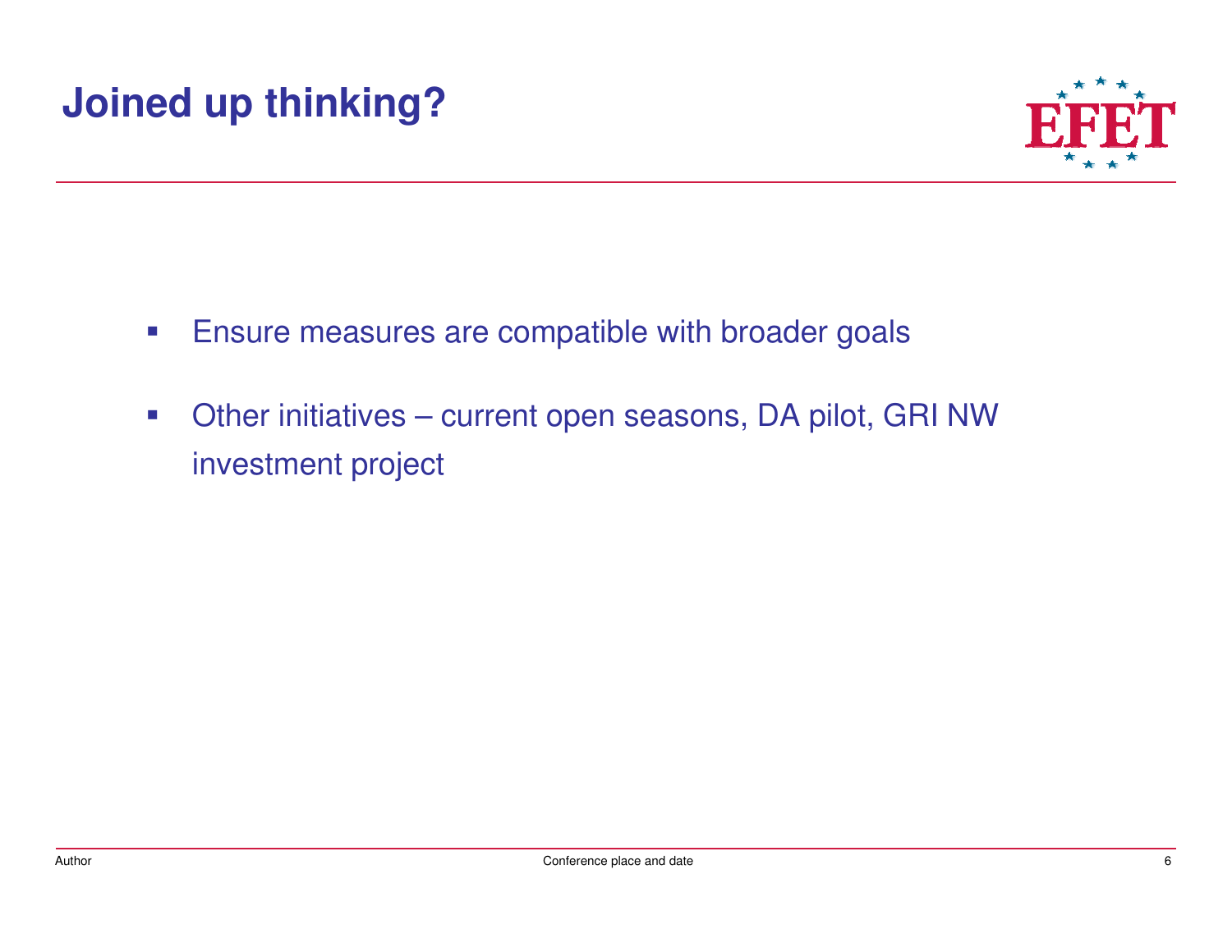# Joined up thinking?

- Ensure measures are compatible with broader goals
- Other initiatives – current open seasons, DA pilot, GRI NW investment project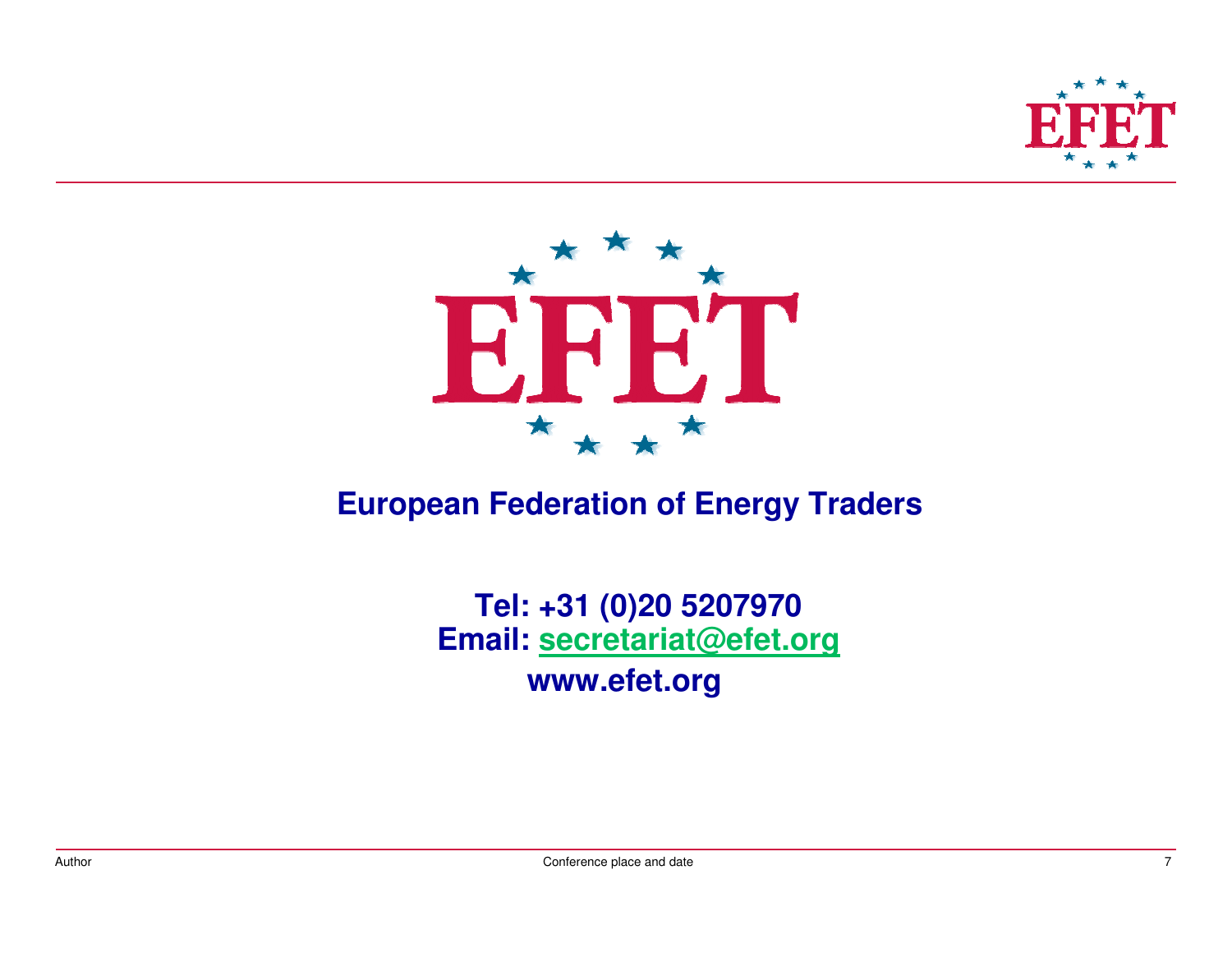EFET

**European Federation of Energy Traders**

**Tel: +31 (0)20 5207970**
**Email: secretariat@efet.org**
**www.efet.org**